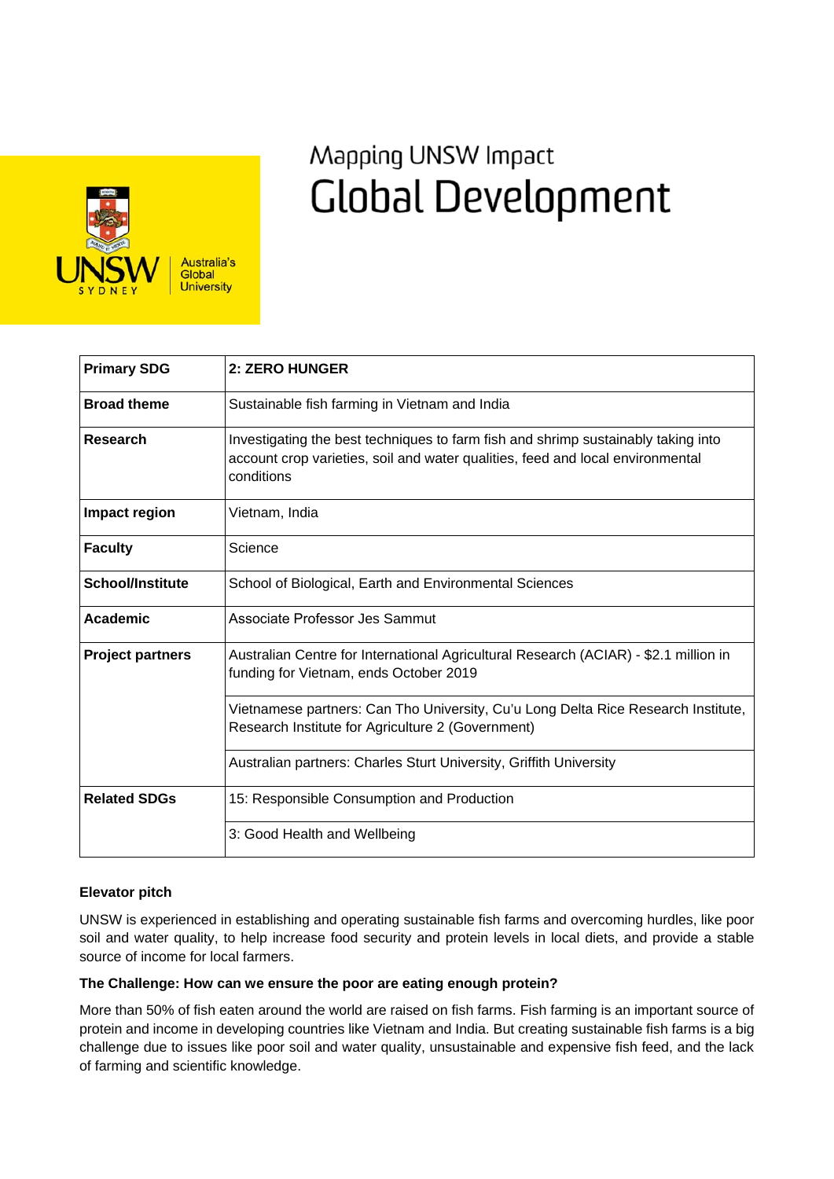Mapping UNSW Impact

# Global Development

| Primary SDG | 2: ZERO HUNGER |
|---|---|
| **Broad theme** | Sustainable fish farming in Vietnam and India |
| **Research** | Investigating the best techniques to farm fish and shrimp sustainably taking into account crop varieties, soil and water qualities, feed and local environmental conditions |
| **Impact region** | Vietnam, India |
| **Faculty** | Science |
| **School/Institute** | School of Biological, Earth and Environmental Sciences |
| **Academic** | Associate Professor Jes Sammut |
| **Project partners** | Australian Centre for International Agricultural Research (ACIAR) - $2.1 million in funding for Vietnam, ends October 2019 |
| | Vietnamese partners: Can Tho University, Cu'u Long Delta Rice Research Institute, Research Institute for Agriculture 2 (Government) |
| | Australian partners: Charles Sturt University, Griffith University |
| **Related SDGs** | 15: Responsible Consumption and Production |
| | 3: Good Health and Wellbeing |

**Elevator pitch**

UNSW is experienced in establishing and operating sustainable fish farms and overcoming hurdles, like poor soil and water quality, to help increase food security and protein levels in local diets, and provide a stable source of income for local farmers.

**The Challenge: How can we ensure the poor are eating enough protein?**

More than 50% of fish eaten around the world are raised on fish farms. Fish farming is an important source of protein and income in developing countries like Vietnam and India. But creating sustainable fish farms is a big challenge due to issues like poor soil and water quality, unsustainable and expensive fish feed, and the lack of farming and scientific knowledge.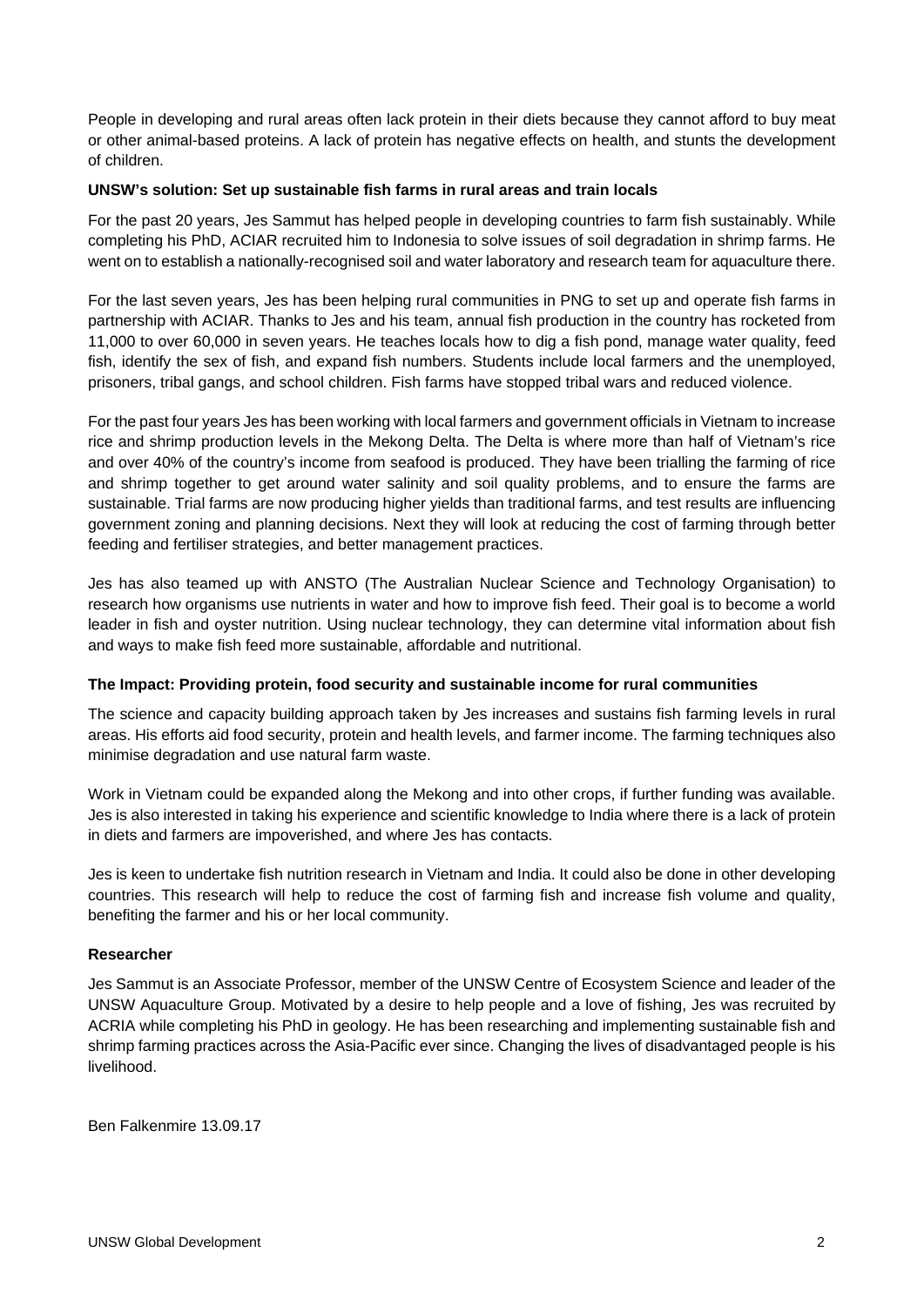People in developing and rural areas often lack protein in their diets because they cannot afford to buy meat or other animal-based proteins. A lack of protein has negative effects on health, and stunts the development of children.

**UNSW's solution: Set up sustainable fish farms in rural areas and train locals**

For the past 20 years, Jes Sammut has helped people in developing countries to farm fish sustainably. While completing his PhD, ACIAR recruited him to Indonesia to solve issues of soil degradation in shrimp farms. He went on to establish a nationally-recognised soil and water laboratory and research team for aquaculture there.

For the last seven years, Jes has been helping rural communities in PNG to set up and operate fish farms in partnership with ACIAR. Thanks to Jes and his team, annual fish production in the country has rocketed from 11,000 to over 60,000 in seven years. He teaches locals how to dig a fish pond, manage water quality, feed fish, identify the sex of fish, and expand fish numbers. Students include local farmers and the unemployed, prisoners, tribal gangs, and school children. Fish farms have stopped tribal wars and reduced violence.

For the past four years Jes has been working with local farmers and government officials in Vietnam to increase rice and shrimp production levels in the Mekong Delta. The Delta is where more than half of Vietnam's rice and over 40% of the country's income from seafood is produced. They have been trialling the farming of rice and shrimp together to get around water salinity and soil quality problems, and to ensure the farms are sustainable. Trial farms are now producing higher yields than traditional farms, and test results are influencing government zoning and planning decisions. Next they will look at reducing the cost of farming through better feeding and fertiliser strategies, and better management practices.

Jes has also teamed up with ANSTO (The Australian Nuclear Science and Technology Organisation) to research how organisms use nutrients in water and how to improve fish feed. Their goal is to become a world leader in fish and oyster nutrition. Using nuclear technology, they can determine vital information about fish and ways to make fish feed more sustainable, affordable and nutritional.

**The Impact: Providing protein, food security and sustainable income for rural communities**

The science and capacity building approach taken by Jes increases and sustains fish farming levels in rural areas. His efforts aid food security, protein and health levels, and farmer income. The farming techniques also minimise degradation and use natural farm waste.

Work in Vietnam could be expanded along the Mekong and into other crops, if further funding was available. Jes is also interested in taking his experience and scientific knowledge to India where there is a lack of protein in diets and farmers are impoverished, and where Jes has contacts.

Jes is keen to undertake fish nutrition research in Vietnam and India. It could also be done in other developing countries. This research will help to reduce the cost of farming fish and increase fish volume and quality, benefiting the farmer and his or her local community.

**Researcher**

Jes Sammut is an Associate Professor, member of the UNSW Centre of Ecosystem Science and leader of the UNSW Aquaculture Group. Motivated by a desire to help people and a love of fishing, Jes was recruited by ACRIA while completing his PhD in geology. He has been researching and implementing sustainable fish and shrimp farming practices across the Asia-Pacific ever since. Changing the lives of disadvantaged people is his livelihood.

Ben Falkenmire 13.09.17